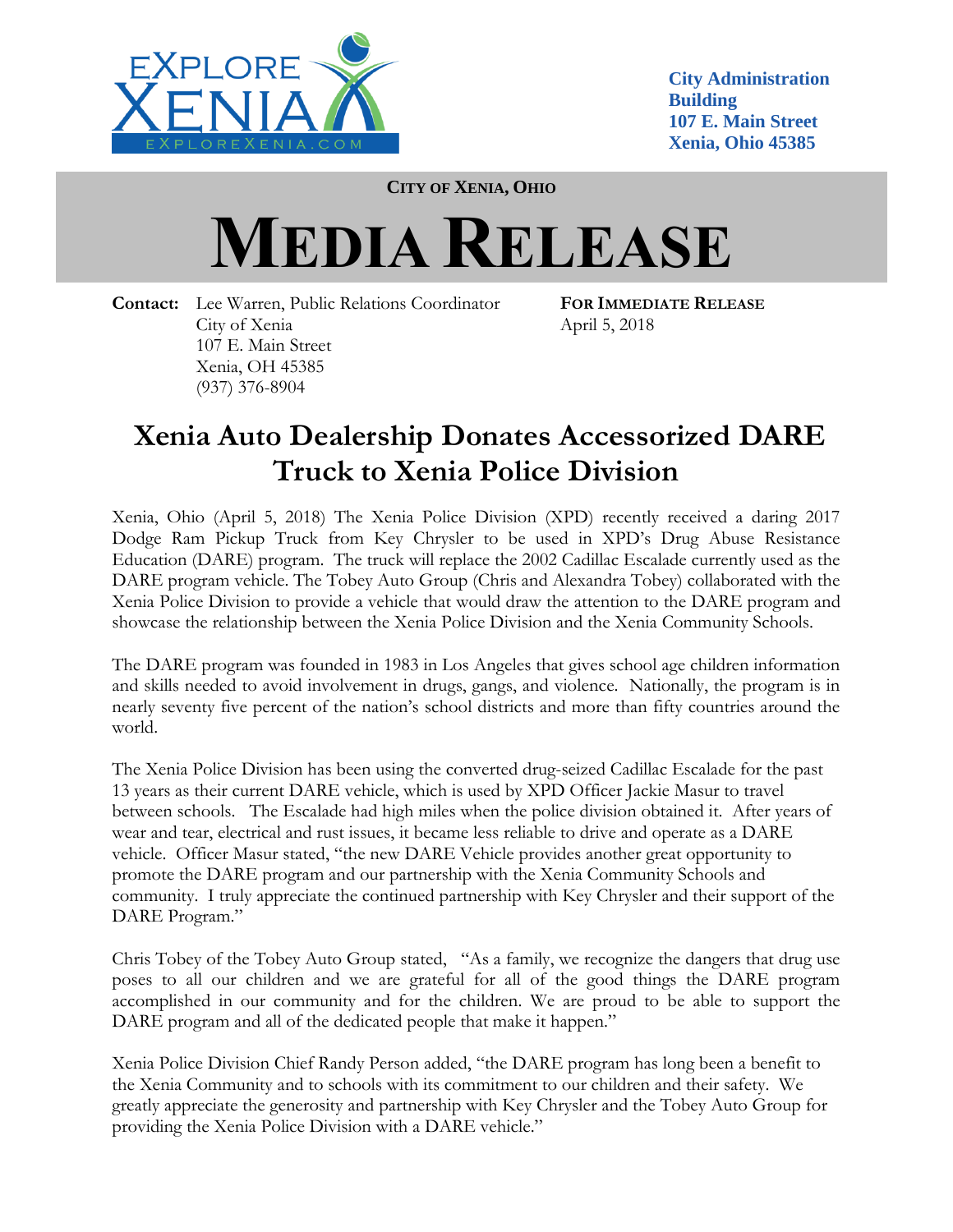City Administration Building
107 E. Main Street
Xenia, Ohio 45385

CITY OF XENIA, OHIO

# MEDIA RELEASE

**Contact:** Lee Warren, Public Relations Coordinator
City of Xenia
107 E. Main Street
Xenia, OH 45385
(937) 376-8904

**FOR IMMEDIATE RELEASE**
April 5, 2018

## Xenia Auto Dealership Donates Accessorized DARE Truck to Xenia Police Division

Xenia, Ohio (April 5, 2018) The Xenia Police Division (XPD) recently received a daring 2017 Dodge Ram Pickup Truck from Key Chrysler to be used in XPD's Drug Abuse Resistance Education (DARE) program. The truck will replace the 2002 Cadillac Escalade currently used as the DARE program vehicle. The Tobey Auto Group (Chris and Alexandra Tobey) collaborated with the Xenia Police Division to provide a vehicle that would draw the attention to the DARE program and showcase the relationship between the Xenia Police Division and the Xenia Community Schools.

The DARE program was founded in 1983 in Los Angeles that gives school age children information and skills needed to avoid involvement in drugs, gangs, and violence. Nationally, the program is in nearly seventy five percent of the nation's school districts and more than fifty countries around the world.

The Xenia Police Division has been using the converted drug-seized Cadillac Escalade for the past 13 years as their current DARE vehicle, which is used by XPD Officer Jackie Masur to travel between schools. The Escalade had high miles when the police division obtained it. After years of wear and tear, electrical and rust issues, it became less reliable to drive and operate as a DARE vehicle. Officer Masur stated, "the new DARE Vehicle provides another great opportunity to promote the DARE program and our partnership with the Xenia Community Schools and community. I truly appreciate the continued partnership with Key Chrysler and their support of the DARE Program."

Chris Tobey of the Tobey Auto Group stated, "As a family, we recognize the dangers that drug use poses to all our children and we are grateful for all of the good things the DARE program accomplished in our community and for the children. We are proud to be able to support the DARE program and all of the dedicated people that make it happen."

Xenia Police Division Chief Randy Person added, "the DARE program has long been a benefit to the Xenia Community and to schools with its commitment to our children and their safety. We greatly appreciate the generosity and partnership with Key Chrysler and the Tobey Auto Group for providing the Xenia Police Division with a DARE vehicle."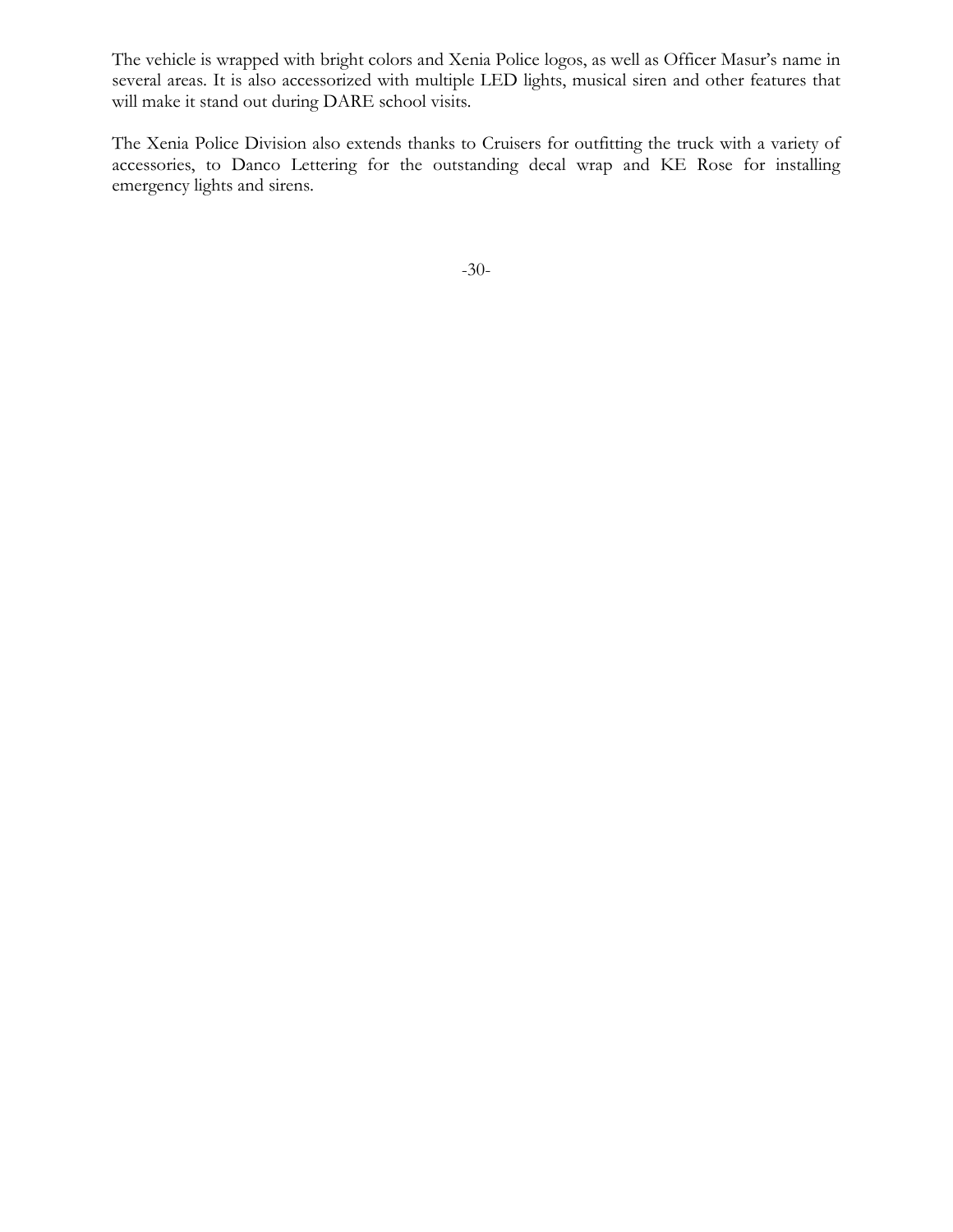The vehicle is wrapped with bright colors and Xenia Police logos, as well as Officer Masur's name in several areas. It is also accessorized with multiple LED lights, musical siren and other features that will make it stand out during DARE school visits.

The Xenia Police Division also extends thanks to Cruisers for outfitting the truck with a variety of accessories, to Danco Lettering for the outstanding decal wrap and KE Rose for installing emergency lights and sirens.

-30-